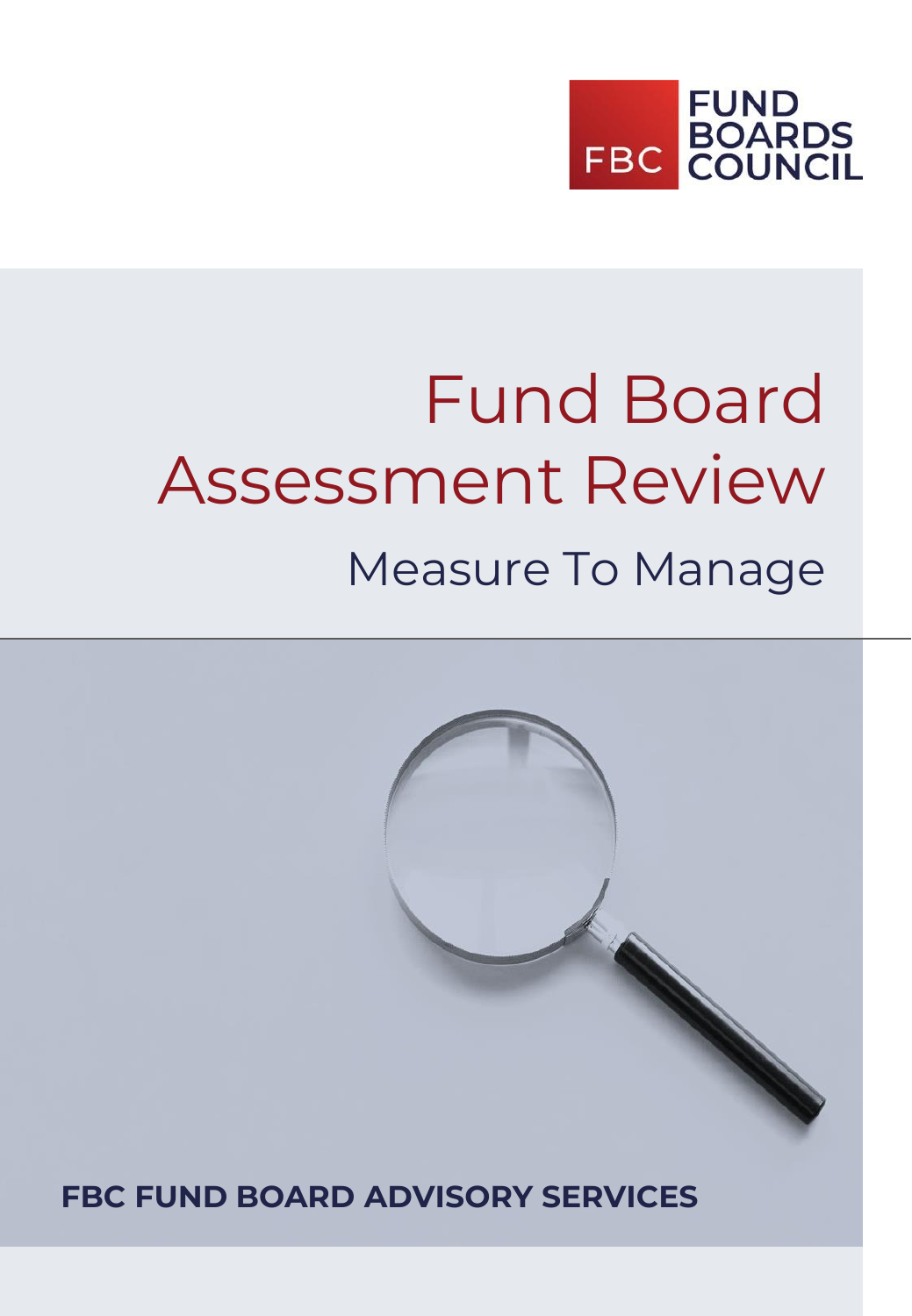FBC FUND BOARDS COUNCIL

# Fund Board Assessment Review

## Measure To Manage

**FBC FUND BOARD ADVISORY SERVICES**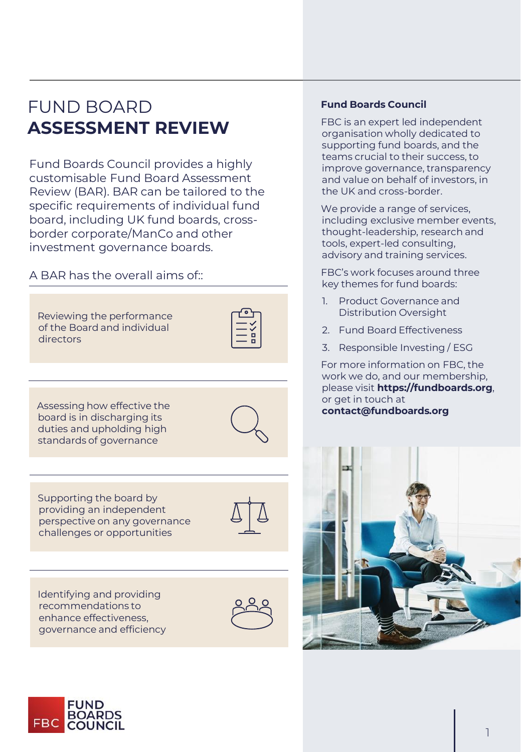# FUND BOARD **ASSESSMENT REVIEW**

Fund Boards Council provides a highly customisable Fund Board Assessment Review (BAR). BAR can be tailored to the specific requirements of individual fund board, including UK fund boards, cross-border corporate/ManCo and other investment governance boards.

A BAR has the overall aims of::

- Reviewing the performance of the Board and individual directors
- Assessing how effective the board is in discharging its duties and upholding high standards of governance
- Supporting the board by providing an independent perspective on any governance challenges or opportunities
- Identifying and providing recommendations to enhance effectiveness, governance and efficiency

## Fund Boards Council

FBC is an expert led independent organisation wholly dedicated to supporting fund boards, and the teams crucial to their success, to improve governance, transparency and value on behalf of investors, in the UK and cross-border.

We provide a range of services, including exclusive member events, thought-leadership, research and tools, expert-led consulting, advisory and training services.

FBC's work focuses around three key themes for fund boards:

1. Product Governance and Distribution Oversight
2. Fund Board Effectiveness
3. Responsible Investing / ESG

For more information on FBC, the work we do, and our membership, please visit **https://fundboards.org**, or get in touch at **contact@fundboards.org**

FBC FUND BOARDS COUNCIL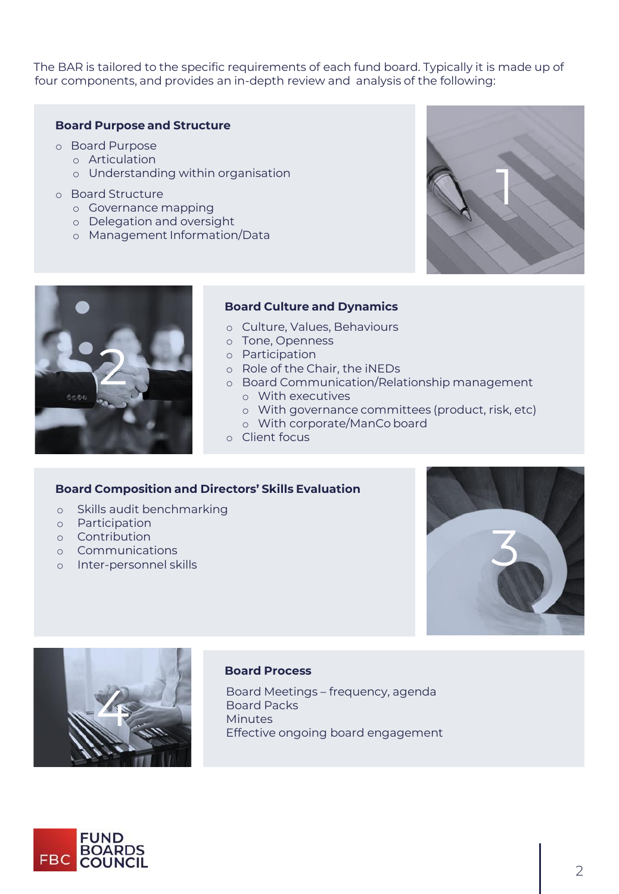The BAR is tailored to the specific requirements of each fund board. Typically it is made up of four components, and provides an in-depth review and analysis of the following:

### Board Purpose and Structure

- Board Purpose
  - Articulation
  - Understanding within organisation
- Board Structure
  - Governance mapping
  - Delegation and oversight
  - Management Information/Data

### Board Culture and Dynamics

- Culture, Values, Behaviours
- Tone, Openness
- Participation
- Role of the Chair, the iNEDs
- Board Communication/Relationship management
  - With executives
  - With governance committees (product, risk, etc)
  - With corporate/ManCo board
- Client focus

### Board Composition and Directors' Skills Evaluation

- Skills audit benchmarking
- Participation
- Contribution
- Communications
- Inter-personnel skills

### Board Process

Board Meetings – frequency, agenda
Board Packs
Minutes
Effective ongoing board engagement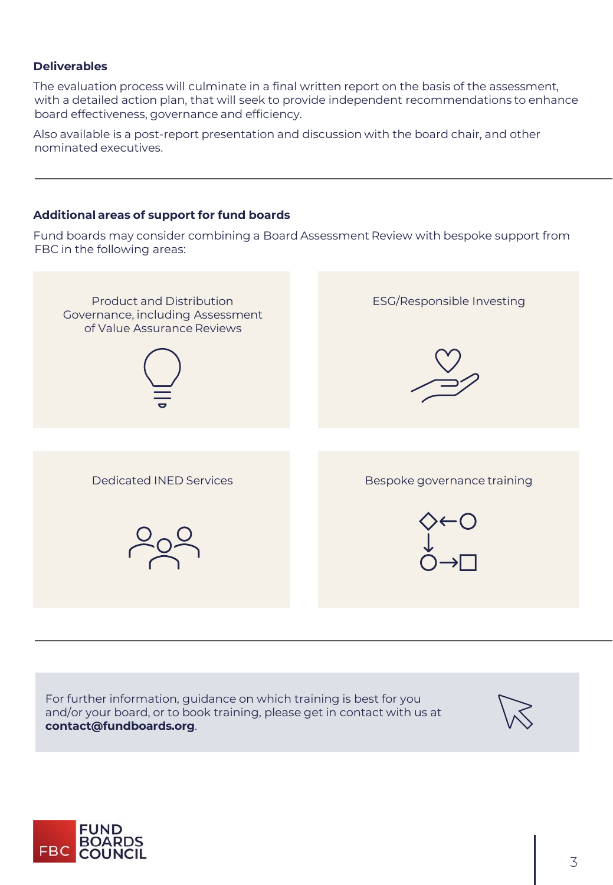### Deliverables

The evaluation process will culminate in a final written report on the basis of the assessment, with a detailed action plan, that will seek to provide independent recommendations to enhance board effectiveness, governance and efficiency.

Also available is a post-report presentation and discussion with the board chair, and other nominated executives.

### Additional areas of support for fund boards

Fund boards may consider combining a Board Assessment Review with bespoke support from FBC in the following areas:

- Product and Distribution Governance, including Assessment of Value Assurance Reviews
- ESG/Responsible Investing
- Dedicated INED Services
- Bespoke governance training

For further information, guidance on which training is best for you and/or your board, or to book training, please get in contact with us at **contact@fundboards.org**.

FBC FUND BOARDS COUNCIL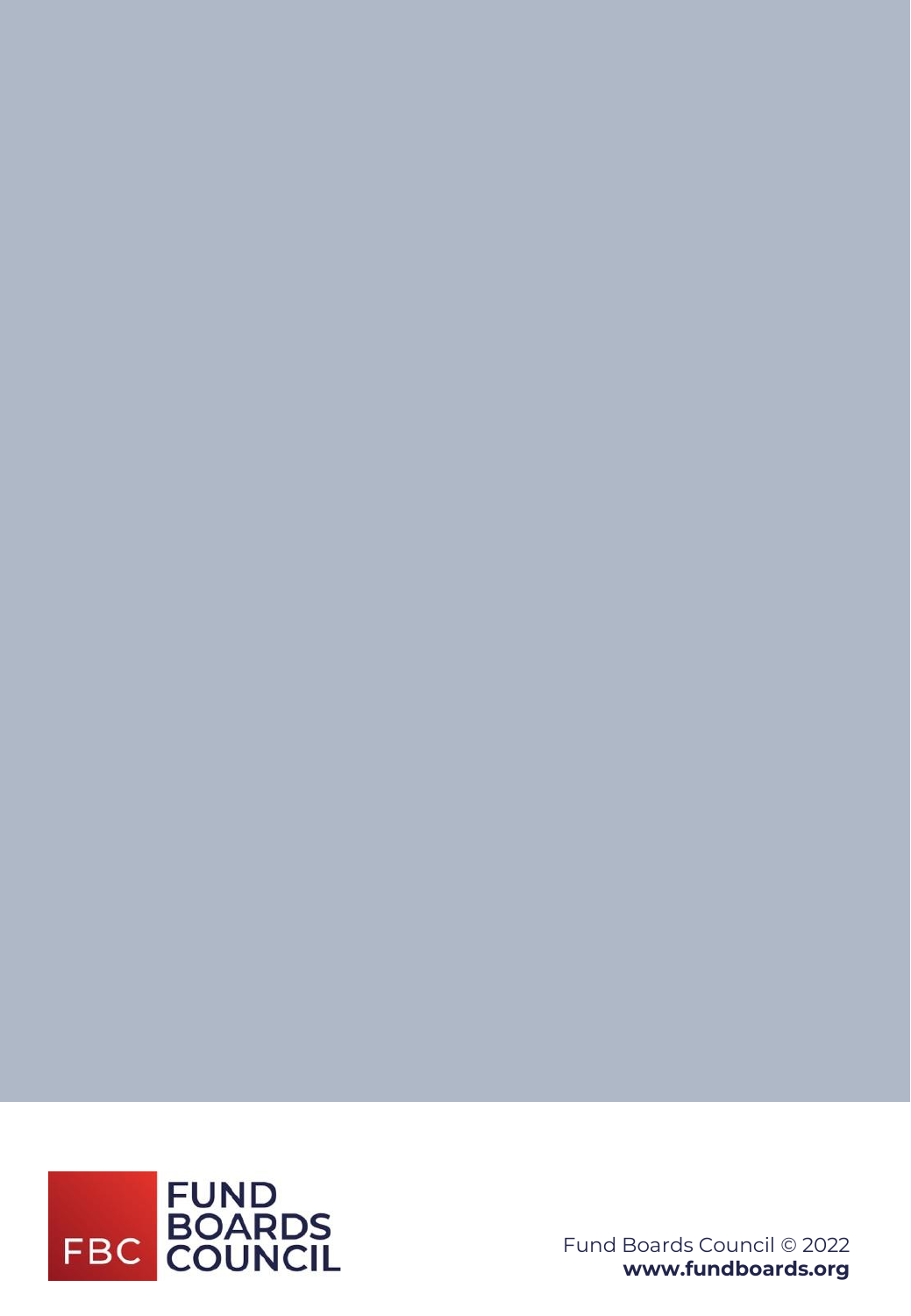FBC FUND BOARDS COUNCIL

Fund Boards Council © 2022
**www.fundboards.org**